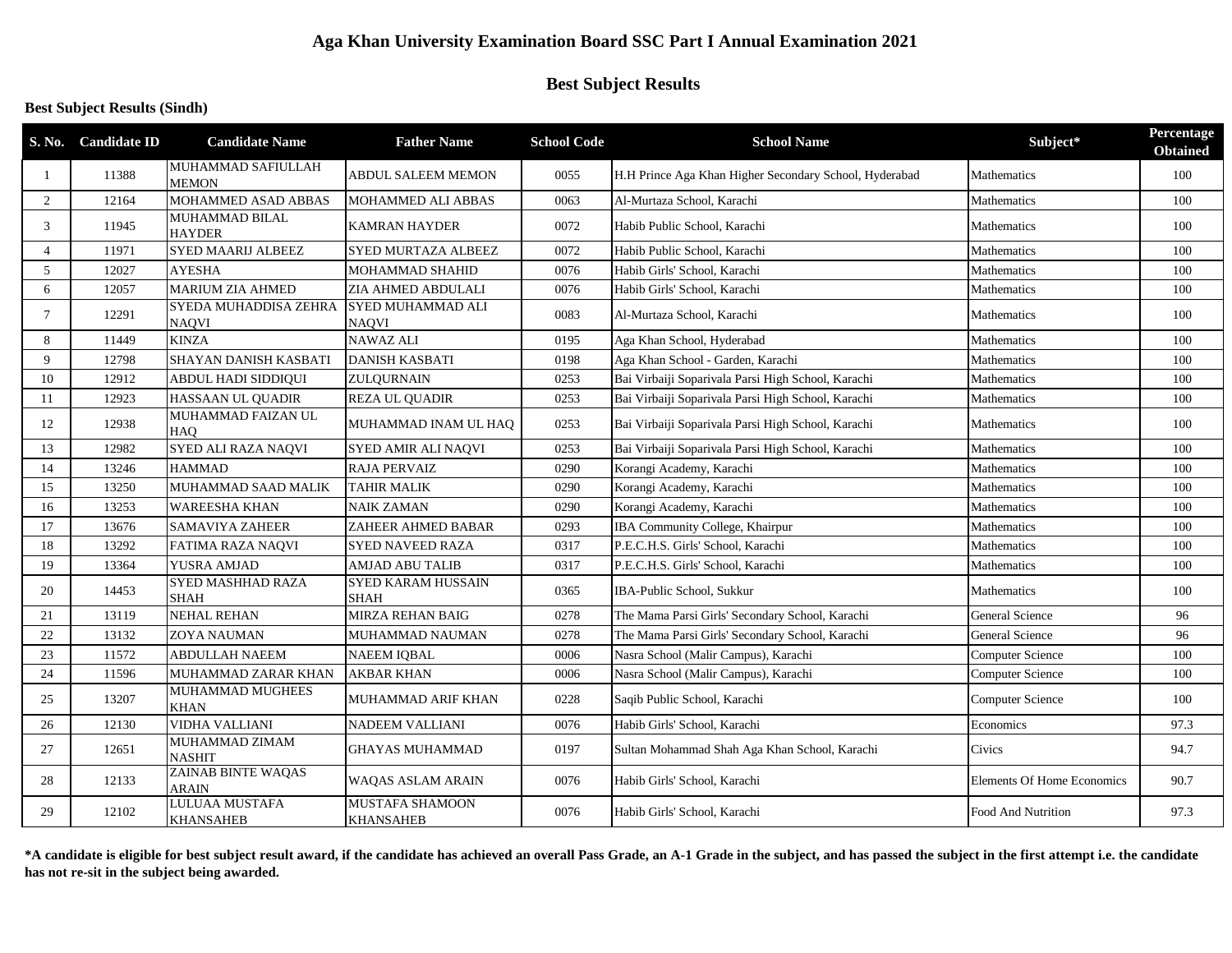# Aga Khan University Examination Board SSC Part I Annual Examination 2021

## Best Subject Results

### Best Subject Results (Sindh)

| S. No. | Candidate ID | Candidate Name | Father Name | School Code | School Name | Subject* | Percentage Obtained |
|---|---|---|---|---|---|---|---|
| 1 | 11388 | MUHAMMAD SAFIULLAH MEMON | ABDUL SALEEM MEMON | 0055 | H.H Prince Aga Khan Higher Secondary School, Hyderabad | Mathematics | 100 |
| 2 | 12164 | MOHAMMED ASAD ABBAS | MOHAMMED ALI ABBAS | 0063 | Al-Murtaza School, Karachi | Mathematics | 100 |
| 3 | 11945 | MUHAMMAD BILAL HAYDER | KAMRAN HAYDER | 0072 | Habib Public School, Karachi | Mathematics | 100 |
| 4 | 11971 | SYED MAARIJ ALBEEZ | SYED MURTAZA ALBEEZ | 0072 | Habib Public School, Karachi | Mathematics | 100 |
| 5 | 12027 | AYESHA | MOHAMMAD SHAHID | 0076 | Habib Girls' School, Karachi | Mathematics | 100 |
| 6 | 12057 | MARIUM ZIA AHMED | ZIA AHMED ABDULALI | 0076 | Habib Girls' School, Karachi | Mathematics | 100 |
| 7 | 12291 | SYEDA MUHADDISA ZEHRA NAQVI | SYED MUHAMMAD ALI NAQVI | 0083 | Al-Murtaza School, Karachi | Mathematics | 100 |
| 8 | 11449 | KINZA | NAWAZ ALI | 0195 | Aga Khan School, Hyderabad | Mathematics | 100 |
| 9 | 12798 | SHAYAN DANISH KASBATI | DANISH KASBATI | 0198 | Aga Khan School - Garden, Karachi | Mathematics | 100 |
| 10 | 12912 | ABDUL HADI SIDDIQUI | ZULQURNAIN | 0253 | Bai Virbaiji Soparivala Parsi High School, Karachi | Mathematics | 100 |
| 11 | 12923 | HASSAAN UL QUADIR | REZA UL QUADIR | 0253 | Bai Virbaiji Soparivala Parsi High School, Karachi | Mathematics | 100 |
| 12 | 12938 | MUHAMMAD FAIZAN UL HAQ | MUHAMMAD INAM UL HAQ | 0253 | Bai Virbaiji Soparivala Parsi High School, Karachi | Mathematics | 100 |
| 13 | 12982 | SYED ALI RAZA NAQVI | SYED AMIR ALI NAQVI | 0253 | Bai Virbaiji Soparivala Parsi High School, Karachi | Mathematics | 100 |
| 14 | 13246 | HAMMAD | RAJA PERVAIZ | 0290 | Korangi Academy, Karachi | Mathematics | 100 |
| 15 | 13250 | MUHAMMAD SAAD MALIK | TAHIR MALIK | 0290 | Korangi Academy, Karachi | Mathematics | 100 |
| 16 | 13253 | WAREESHA KHAN | NAIK ZAMAN | 0290 | Korangi Academy, Karachi | Mathematics | 100 |
| 17 | 13676 | SAMAVIYA ZAHEER | ZAHEER AHMED BABAR | 0293 | IBA Community College, Khairpur | Mathematics | 100 |
| 18 | 13292 | FATIMA RAZA NAQVI | SYED NAVEED RAZA | 0317 | P.E.C.H.S. Girls' School, Karachi | Mathematics | 100 |
| 19 | 13364 | YUSRA AMJAD | AMJAD ABU TALIB | 0317 | P.E.C.H.S. Girls' School, Karachi | Mathematics | 100 |
| 20 | 14453 | SYED MASHHAD RAZA SHAH | SYED KARAM HUSSAIN SHAH | 0365 | IBA-Public School, Sukkur | Mathematics | 100 |
| 21 | 13119 | NEHAL REHAN | MIRZA REHAN BAIG | 0278 | The Mama Parsi Girls' Secondary School, Karachi | General Science | 96 |
| 22 | 13132 | ZOYA NAUMAN | MUHAMMAD NAUMAN | 0278 | The Mama Parsi Girls' Secondary School, Karachi | General Science | 96 |
| 23 | 11572 | ABDULLAH NAEEM | NAEEM IQBAL | 0006 | Nasra School (Malir Campus), Karachi | Computer Science | 100 |
| 24 | 11596 | MUHAMMAD ZARAR KHAN | AKBAR KHAN | 0006 | Nasra School (Malir Campus), Karachi | Computer Science | 100 |
| 25 | 13207 | MUHAMMAD MUGHEES KHAN | MUHAMMAD ARIF KHAN | 0228 | Saqib Public School, Karachi | Computer Science | 100 |
| 26 | 12130 | VIDHA VALLIANI | NADEEM VALLIANI | 0076 | Habib Girls' School, Karachi | Economics | 97.3 |
| 27 | 12651 | MUHAMMAD ZIMAM NASHIT | GHAYAS MUHAMMAD | 0197 | Sultan Mohammad Shah Aga Khan School, Karachi | Civics | 94.7 |
| 28 | 12133 | ZAINAB BINTE WAQAS ARAIN | WAQAS ASLAM ARAIN | 0076 | Habib Girls' School, Karachi | Elements Of Home Economics | 90.7 |
| 29 | 12102 | LULUAA MUSTAFA KHANSAHEB | MUSTAFA SHAMOON KHANSAHEB | 0076 | Habib Girls' School, Karachi | Food And Nutrition | 97.3 |

**\*A candidate is eligible for best subject result award, if the candidate has achieved an overall Pass Grade, an A-1 Grade in the subject, and has passed the subject in the first attempt i.e. the candidate has not re-sit in the subject being awarded.**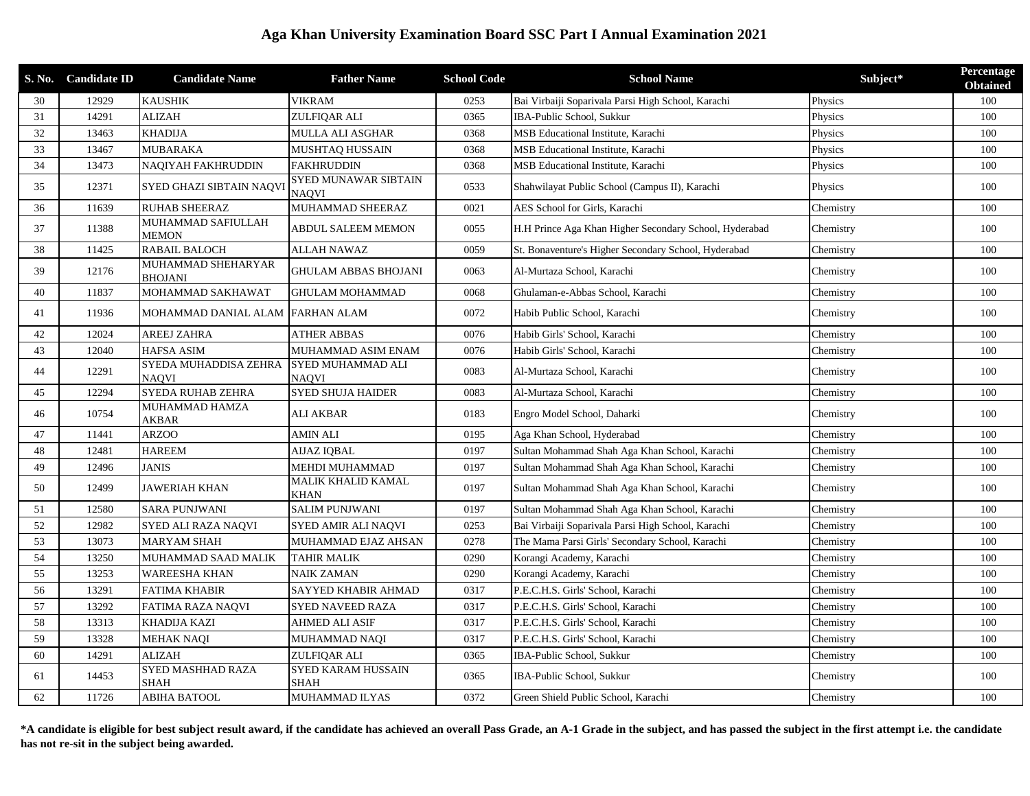## Aga Khan University Examination Board SSC Part I Annual Examination 2021

| S. No. | Candidate ID | Candidate Name | Father Name | School Code | School Name | Subject* | Percentage Obtained |
|---|---|---|---|---|---|---|---|
| 30 | 12929 | KAUSHIK | VIKRAM | 0253 | Bai Virbaiji Soparivala Parsi High School, Karachi | Physics | 100 |
| 31 | 14291 | ALIZAH | ZULFIQAR ALI | 0365 | IBA-Public School, Sukkur | Physics | 100 |
| 32 | 13463 | KHADIJA | MULLA ALI ASGHAR | 0368 | MSB Educational Institute, Karachi | Physics | 100 |
| 33 | 13467 | MUBARAKA | MUSHTAQ HUSSAIN | 0368 | MSB Educational Institute, Karachi | Physics | 100 |
| 34 | 13473 | NAQIYAH FAKHRUDDIN | FAKHRUDDIN | 0368 | MSB Educational Institute, Karachi | Physics | 100 |
| 35 | 12371 | SYED GHAZI SIBTAIN NAQVI | SYED MUNAWAR SIBTAIN NAQVI | 0533 | Shahwilayat Public School (Campus II), Karachi | Physics | 100 |
| 36 | 11639 | RUHAB SHEERAZ | MUHAMMAD SHEERAZ | 0021 | AES School for Girls, Karachi | Chemistry | 100 |
| 37 | 11388 | MUHAMMAD SAFIULLAH MEMON | ABDUL SALEEM MEMON | 0055 | H.H Prince Aga Khan Higher Secondary School, Hyderabad | Chemistry | 100 |
| 38 | 11425 | RABAIL BALOCH | ALLAH NAWAZ | 0059 | St. Bonaventure's Higher Secondary School, Hyderabad | Chemistry | 100 |
| 39 | 12176 | MUHAMMAD SHEHARYAR BHOJANI | GHULAM ABBAS BHOJANI | 0063 | Al-Murtaza School, Karachi | Chemistry | 100 |
| 40 | 11837 | MOHAMMAD SAKHAWAT | GHULAM MOHAMMAD | 0068 | Ghulaman-e-Abbas School, Karachi | Chemistry | 100 |
| 41 | 11936 | MOHAMMAD DANIAL ALAM | FARHAN ALAM | 0072 | Habib Public School, Karachi | Chemistry | 100 |
| 42 | 12024 | AREEJ ZAHRA | ATHER ABBAS | 0076 | Habib Girls' School, Karachi | Chemistry | 100 |
| 43 | 12040 | HAFSA ASIM | MUHAMMAD ASIM ENAM | 0076 | Habib Girls' School, Karachi | Chemistry | 100 |
| 44 | 12291 | SYEDA MUHADDISA ZEHRA NAQVI | SYED MUHAMMAD ALI NAQVI | 0083 | Al-Murtaza School, Karachi | Chemistry | 100 |
| 45 | 12294 | SYEDA RUHAB ZEHRA | SYED SHUJA HAIDER | 0083 | Al-Murtaza School, Karachi | Chemistry | 100 |
| 46 | 10754 | MUHAMMAD HAMZA AKBAR | ALI AKBAR | 0183 | Engro Model School, Daharki | Chemistry | 100 |
| 47 | 11441 | ARZOO | AMIN ALI | 0195 | Aga Khan School, Hyderabad | Chemistry | 100 |
| 48 | 12481 | HAREEM | AIJAZ IQBAL | 0197 | Sultan Mohammad Shah Aga Khan School, Karachi | Chemistry | 100 |
| 49 | 12496 | JANIS | MEHDI MUHAMMAD | 0197 | Sultan Mohammad Shah Aga Khan School, Karachi | Chemistry | 100 |
| 50 | 12499 | JAWERIAH KHAN | MALIK KHALID KAMAL KHAN | 0197 | Sultan Mohammad Shah Aga Khan School, Karachi | Chemistry | 100 |
| 51 | 12580 | SARA PUNJWANI | SALIM PUNJWANI | 0197 | Sultan Mohammad Shah Aga Khan School, Karachi | Chemistry | 100 |
| 52 | 12982 | SYED ALI RAZA NAQVI | SYED AMIR ALI NAQVI | 0253 | Bai Virbaiji Soparivala Parsi High School, Karachi | Chemistry | 100 |
| 53 | 13073 | MARYAM SHAH | MUHAMMAD EJAZ AHSAN | 0278 | The Mama Parsi Girls' Secondary School, Karachi | Chemistry | 100 |
| 54 | 13250 | MUHAMMAD SAAD MALIK | TAHIR MALIK | 0290 | Korangi Academy, Karachi | Chemistry | 100 |
| 55 | 13253 | WAREESHA KHAN | NAIK ZAMAN | 0290 | Korangi Academy, Karachi | Chemistry | 100 |
| 56 | 13291 | FATIMA KHABIR | SAYYED KHABIR AHMAD | 0317 | P.E.C.H.S. Girls' School, Karachi | Chemistry | 100 |
| 57 | 13292 | FATIMA RAZA NAQVI | SYED NAVEED RAZA | 0317 | P.E.C.H.S. Girls' School, Karachi | Chemistry | 100 |
| 58 | 13313 | KHADIJA KAZI | AHMED ALI ASIF | 0317 | P.E.C.H.S. Girls' School, Karachi | Chemistry | 100 |
| 59 | 13328 | MEHAK NAQI | MUHAMMAD NAQI | 0317 | P.E.C.H.S. Girls' School, Karachi | Chemistry | 100 |
| 60 | 14291 | ALIZAH | ZULFIQAR ALI | 0365 | IBA-Public School, Sukkur | Chemistry | 100 |
| 61 | 14453 | SYED MASHHAD RAZA SHAH | SYED KARAM HUSSAIN SHAH | 0365 | IBA-Public School, Sukkur | Chemistry | 100 |
| 62 | 11726 | ABIHA BATOOL | MUHAMMAD ILYAS | 0372 | Green Shield Public School, Karachi | Chemistry | 100 |

**\*A candidate is eligible for best subject result award, if the candidate has achieved an overall Pass Grade, an A-1 Grade in the subject, and has passed the subject in the first attempt i.e. the candidate has not re-sit in the subject being awarded.**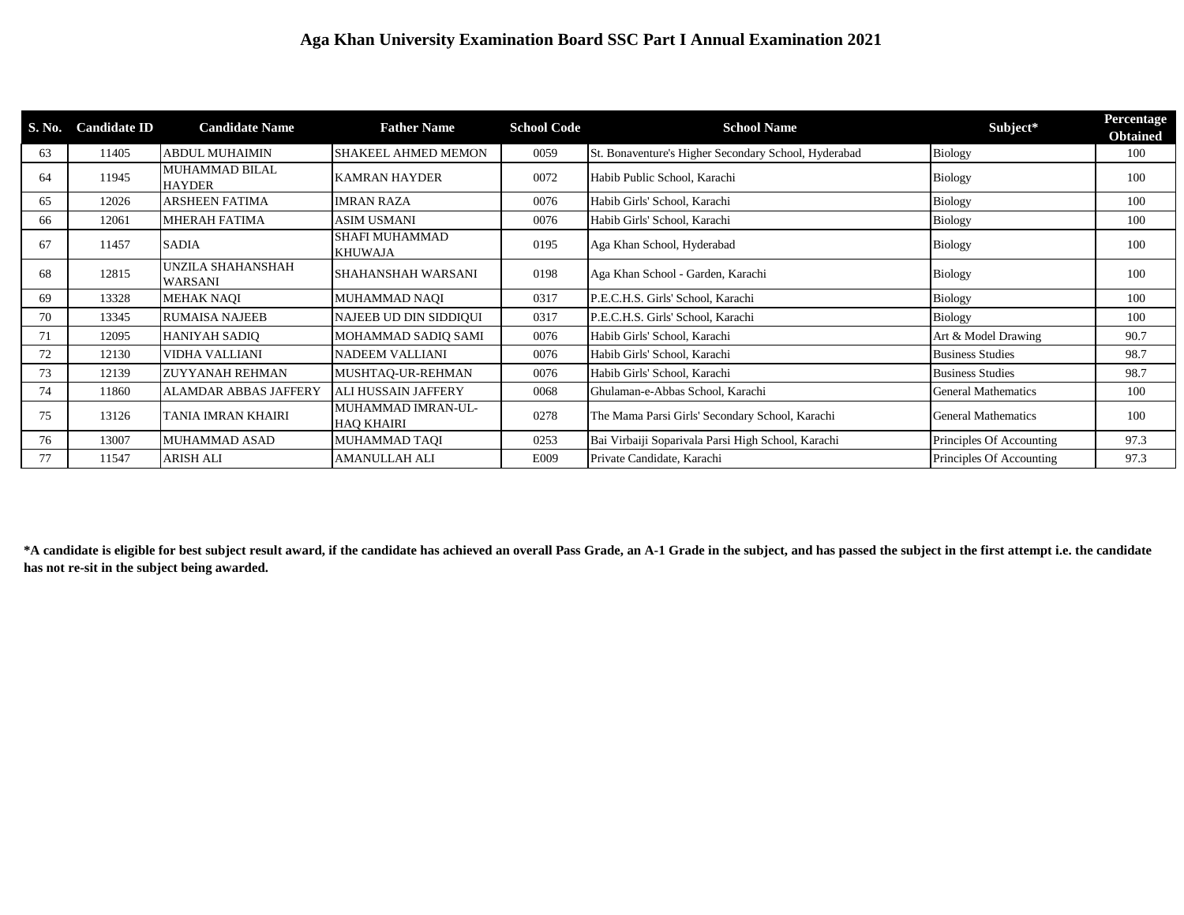# Aga Khan University Examination Board SSC Part I Annual Examination 2021

| S. No. | Candidate ID | Candidate Name | Father Name | School Code | School Name | Subject* | Percentage Obtained |
|---|---|---|---|---|---|---|---|
| 63 | 11405 | ABDUL MUHAIMIN | SHAKEEL AHMED MEMON | 0059 | St. Bonaventure's Higher Secondary School, Hyderabad | Biology | 100 |
| 64 | 11945 | MUHAMMAD BILAL HAYDER | KAMRAN HAYDER | 0072 | Habib Public School, Karachi | Biology | 100 |
| 65 | 12026 | ARSHEEN FATIMA | IMRAN RAZA | 0076 | Habib Girls' School, Karachi | Biology | 100 |
| 66 | 12061 | MHERAH FATIMA | ASIM USMANI | 0076 | Habib Girls' School, Karachi | Biology | 100 |
| 67 | 11457 | SADIA | SHAFI MUHAMMAD KHUWAJA | 0195 | Aga Khan School, Hyderabad | Biology | 100 |
| 68 | 12815 | UNZILA SHAHANSHAH WARSANI | SHAHANSHAH WARSANI | 0198 | Aga Khan School - Garden, Karachi | Biology | 100 |
| 69 | 13328 | MEHAK NAQI | MUHAMMAD NAQI | 0317 | P.E.C.H.S. Girls' School, Karachi | Biology | 100 |
| 70 | 13345 | RUMAISA NAJEEB | NAJEEB UD DIN SIDDIQUI | 0317 | P.E.C.H.S. Girls' School, Karachi | Biology | 100 |
| 71 | 12095 | HANIYAH SADIQ | MOHAMMAD SADIQ SAMI | 0076 | Habib Girls' School, Karachi | Art & Model Drawing | 90.7 |
| 72 | 12130 | VIDHA VALLIANI | NADEEM VALLIANI | 0076 | Habib Girls' School, Karachi | Business Studies | 98.7 |
| 73 | 12139 | ZUYYANAH REHMAN | MUSHTAQ-UR-REHMAN | 0076 | Habib Girls' School, Karachi | Business Studies | 98.7 |
| 74 | 11860 | ALAMDAR ABBAS JAFFERY | ALI HUSSAIN JAFFERY | 0068 | Ghulaman-e-Abbas School, Karachi | General Mathematics | 100 |
| 75 | 13126 | TANIA IMRAN KHAIRI | MUHAMMAD IMRAN-UL-HAQ KHAIRI | 0278 | The Mama Parsi Girls' Secondary School, Karachi | General Mathematics | 100 |
| 76 | 13007 | MUHAMMAD ASAD | MUHAMMAD TAQI | 0253 | Bai Virbaiji Soparivala Parsi High School, Karachi | Principles Of Accounting | 97.3 |
| 77 | 11547 | ARISH ALI | AMANULLAH ALI | E009 | Private Candidate, Karachi | Principles Of Accounting | 97.3 |

**\*A candidate is eligible for best subject result award, if the candidate has achieved an overall Pass Grade, an A-1 Grade in the subject, and has passed the subject in the first attempt i.e. the candidate has not re-sit in the subject being awarded.**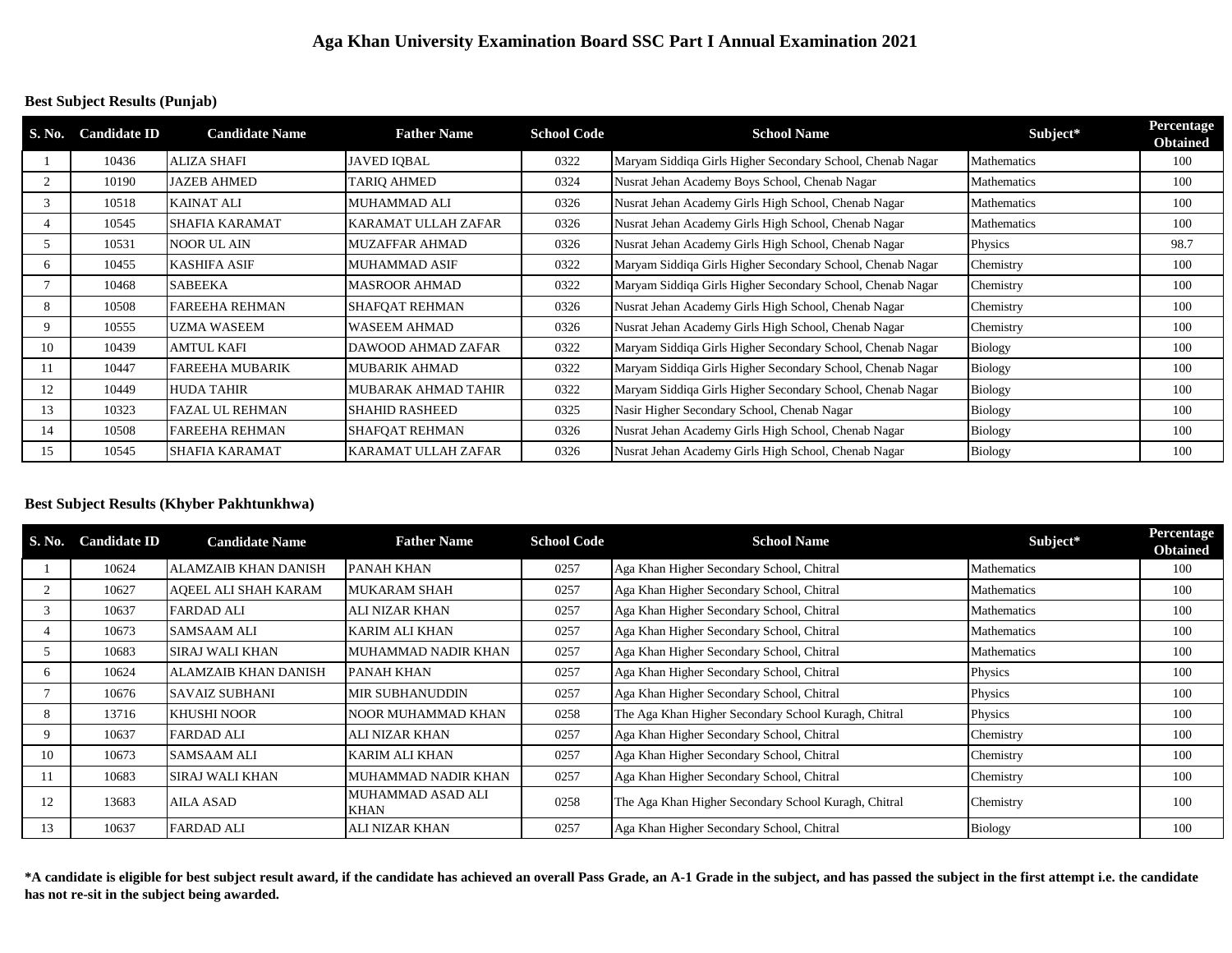# Aga Khan University Examination Board SSC Part I Annual Examination 2021

**Best Subject Results (Punjab)**

| S. No. | Candidate ID | Candidate Name | Father Name | School Code | School Name | Subject* | Percentage Obtained |
|---|---|---|---|---|---|---|---|
| 1 | 10436 | ALIZA SHAFI | JAVED IQBAL | 0322 | Maryam Siddiqa Girls Higher Secondary School, Chenab Nagar | Mathematics | 100 |
| 2 | 10190 | JAZEB AHMED | TARIQ AHMED | 0324 | Nusrat Jehan Academy Boys School, Chenab Nagar | Mathematics | 100 |
| 3 | 10518 | KAINAT ALI | MUHAMMAD ALI | 0326 | Nusrat Jehan Academy Girls High School, Chenab Nagar | Mathematics | 100 |
| 4 | 10545 | SHAFIA KARAMAT | KARAMAT ULLAH ZAFAR | 0326 | Nusrat Jehan Academy Girls High School, Chenab Nagar | Mathematics | 100 |
| 5 | 10531 | NOOR UL AIN | MUZAFFAR AHMAD | 0326 | Nusrat Jehan Academy Girls High School, Chenab Nagar | Physics | 98.7 |
| 6 | 10455 | KASHIFA ASIF | MUHAMMAD ASIF | 0322 | Maryam Siddiqa Girls Higher Secondary School, Chenab Nagar | Chemistry | 100 |
| 7 | 10468 | SABEEKA | MASROOR AHMAD | 0322 | Maryam Siddiqa Girls Higher Secondary School, Chenab Nagar | Chemistry | 100 |
| 8 | 10508 | FAREEHA REHMAN | SHAFQAT REHMAN | 0326 | Nusrat Jehan Academy Girls High School, Chenab Nagar | Chemistry | 100 |
| 9 | 10555 | UZMA WASEEM | WASEEM AHMAD | 0326 | Nusrat Jehan Academy Girls High School, Chenab Nagar | Chemistry | 100 |
| 10 | 10439 | AMTUL KAFI | DAWOOD AHMAD ZAFAR | 0322 | Maryam Siddiqa Girls Higher Secondary School, Chenab Nagar | Biology | 100 |
| 11 | 10447 | FAREEHA MUBARIK | MUBARIK AHMAD | 0322 | Maryam Siddiqa Girls Higher Secondary School, Chenab Nagar | Biology | 100 |
| 12 | 10449 | HUDA TAHIR | MUBARAK AHMAD TAHIR | 0322 | Maryam Siddiqa Girls Higher Secondary School, Chenab Nagar | Biology | 100 |
| 13 | 10323 | FAZAL UL REHMAN | SHAHID RASHEED | 0325 | Nasir Higher Secondary School, Chenab Nagar | Biology | 100 |
| 14 | 10508 | FAREEHA REHMAN | SHAFQAT REHMAN | 0326 | Nusrat Jehan Academy Girls High School, Chenab Nagar | Biology | 100 |
| 15 | 10545 | SHAFIA KARAMAT | KARAMAT ULLAH ZAFAR | 0326 | Nusrat Jehan Academy Girls High School, Chenab Nagar | Biology | 100 |

**Best Subject Results (Khyber Pakhtunkhwa)**

| S. No. | Candidate ID | Candidate Name | Father Name | School Code | School Name | Subject* | Percentage Obtained |
|---|---|---|---|---|---|---|---|
| 1 | 10624 | ALAMZAIB KHAN DANISH | PANAH KHAN | 0257 | Aga Khan Higher Secondary School, Chitral | Mathematics | 100 |
| 2 | 10627 | AQEEL ALI SHAH KARAM | MUKARAM SHAH | 0257 | Aga Khan Higher Secondary School, Chitral | Mathematics | 100 |
| 3 | 10637 | FARDAD ALI | ALI NIZAR KHAN | 0257 | Aga Khan Higher Secondary School, Chitral | Mathematics | 100 |
| 4 | 10673 | SAMSAAM ALI | KARIM ALI KHAN | 0257 | Aga Khan Higher Secondary School, Chitral | Mathematics | 100 |
| 5 | 10683 | SIRAJ WALI KHAN | MUHAMMAD NADIR KHAN | 0257 | Aga Khan Higher Secondary School, Chitral | Mathematics | 100 |
| 6 | 10624 | ALAMZAIB KHAN DANISH | PANAH KHAN | 0257 | Aga Khan Higher Secondary School, Chitral | Physics | 100 |
| 7 | 10676 | SAVAIZ SUBHANI | MIR SUBHANUDDIN | 0257 | Aga Khan Higher Secondary School, Chitral | Physics | 100 |
| 8 | 13716 | KHUSHI NOOR | NOOR MUHAMMAD KHAN | 0258 | The Aga Khan Higher Secondary School Kuragh, Chitral | Physics | 100 |
| 9 | 10637 | FARDAD ALI | ALI NIZAR KHAN | 0257 | Aga Khan Higher Secondary School, Chitral | Chemistry | 100 |
| 10 | 10673 | SAMSAAM ALI | KARIM ALI KHAN | 0257 | Aga Khan Higher Secondary School, Chitral | Chemistry | 100 |
| 11 | 10683 | SIRAJ WALI KHAN | MUHAMMAD NADIR KHAN | 0257 | Aga Khan Higher Secondary School, Chitral | Chemistry | 100 |
| 12 | 13683 | AILA ASAD | MUHAMMAD ASAD ALI KHAN | 0258 | The Aga Khan Higher Secondary School Kuragh, Chitral | Chemistry | 100 |
| 13 | 10637 | FARDAD ALI | ALI NIZAR KHAN | 0257 | Aga Khan Higher Secondary School, Chitral | Biology | 100 |

**\*A candidate is eligible for best subject result award, if the candidate has achieved an overall Pass Grade, an A-1 Grade in the subject, and has passed the subject in the first attempt i.e. the candidate has not re-sit in the subject being awarded.**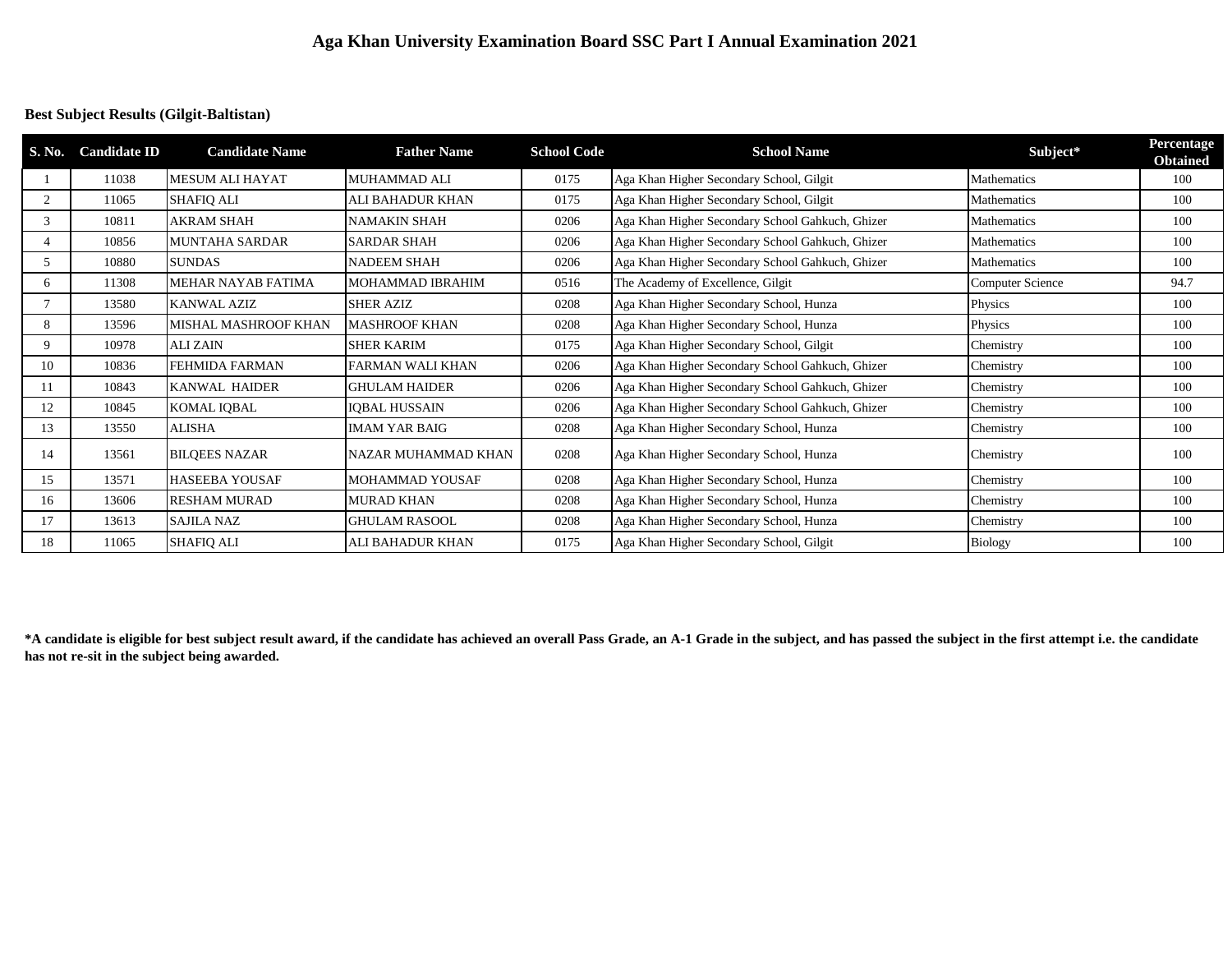# Aga Khan University Examination Board SSC Part I Annual Examination 2021

**Best Subject Results (Gilgit-Baltistan)**

| S. No. | Candidate ID | Candidate Name | Father Name | School Code | School Name | Subject* | Percentage Obtained |
|---|---|---|---|---|---|---|---|
| 1 | 11038 | MESUM ALI HAYAT | MUHAMMAD ALI | 0175 | Aga Khan Higher Secondary School, Gilgit | Mathematics | 100 |
| 2 | 11065 | SHAFIQ ALI | ALI BAHADUR KHAN | 0175 | Aga Khan Higher Secondary School, Gilgit | Mathematics | 100 |
| 3 | 10811 | AKRAM SHAH | NAMAKIN SHAH | 0206 | Aga Khan Higher Secondary School Gahkuch, Ghizer | Mathematics | 100 |
| 4 | 10856 | MUNTAHA SARDAR | SARDAR SHAH | 0206 | Aga Khan Higher Secondary School Gahkuch, Ghizer | Mathematics | 100 |
| 5 | 10880 | SUNDAS | NADEEM SHAH | 0206 | Aga Khan Higher Secondary School Gahkuch, Ghizer | Mathematics | 100 |
| 6 | 11308 | MEHAR NAYAB FATIMA | MOHAMMAD IBRAHIM | 0516 | The Academy of Excellence, Gilgit | Computer Science | 94.7 |
| 7 | 13580 | KANWAL AZIZ | SHER AZIZ | 0208 | Aga Khan Higher Secondary School, Hunza | Physics | 100 |
| 8 | 13596 | MISHAL MASHROOF KHAN | MASHROOF KHAN | 0208 | Aga Khan Higher Secondary School, Hunza | Physics | 100 |
| 9 | 10978 | ALI ZAIN | SHER KARIM | 0175 | Aga Khan Higher Secondary School, Gilgit | Chemistry | 100 |
| 10 | 10836 | FEHMIDA FARMAN | FARMAN WALI KHAN | 0206 | Aga Khan Higher Secondary School Gahkuch, Ghizer | Chemistry | 100 |
| 11 | 10843 | KANWAL HAIDER | GHULAM HAIDER | 0206 | Aga Khan Higher Secondary School Gahkuch, Ghizer | Chemistry | 100 |
| 12 | 10845 | KOMAL IQBAL | IQBAL HUSSAIN | 0206 | Aga Khan Higher Secondary School Gahkuch, Ghizer | Chemistry | 100 |
| 13 | 13550 | ALISHA | IMAM YAR BAIG | 0208 | Aga Khan Higher Secondary School, Hunza | Chemistry | 100 |
| 14 | 13561 | BILQEES NAZAR | NAZAR MUHAMMAD KHAN | 0208 | Aga Khan Higher Secondary School, Hunza | Chemistry | 100 |
| 15 | 13571 | HASEEBA YOUSAF | MOHAMMAD YOUSAF | 0208 | Aga Khan Higher Secondary School, Hunza | Chemistry | 100 |
| 16 | 13606 | RESHAM MURAD | MURAD KHAN | 0208 | Aga Khan Higher Secondary School, Hunza | Chemistry | 100 |
| 17 | 13613 | SAJILA NAZ | GHULAM RASOOL | 0208 | Aga Khan Higher Secondary School, Hunza | Chemistry | 100 |
| 18 | 11065 | SHAFIQ ALI | ALI BAHADUR KHAN | 0175 | Aga Khan Higher Secondary School, Gilgit | Biology | 100 |

***A candidate is eligible for best subject result award, if the candidate has achieved an overall Pass Grade, an A-1 Grade in the subject, and has passed the subject in the first attempt i.e. the candidate has not re-sit in the subject being awarded.**